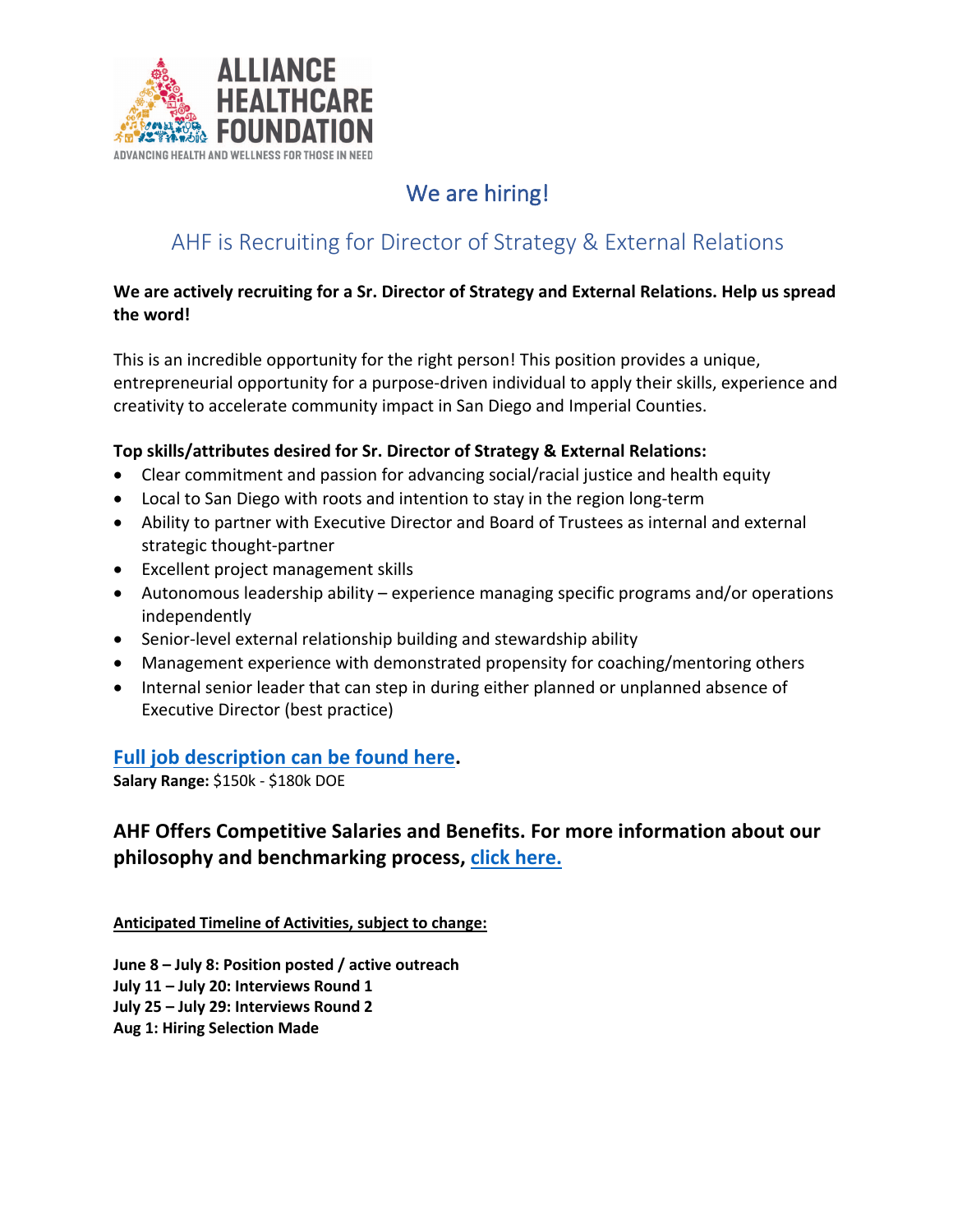ALLIANCE HEALTHCARE FOUNDATION

ADVANCING HEALTH AND WELLNESS FOR THOSE IN NEED

# We are hiring!

## AHF is Recruiting for Director of Strategy & External Relations

**We are actively recruiting for a Sr. Director of Strategy and External Relations. Help us spread the word!**

This is an incredible opportunity for the right person! This position provides a unique, entrepreneurial opportunity for a purpose-driven individual to apply their skills, experience and creativity to accelerate community impact in San Diego and Imperial Counties.

**Top skills/attributes desired for Sr. Director of Strategy & External Relations:**

- Clear commitment and passion for advancing social/racial justice and health equity
- Local to San Diego with roots and intention to stay in the region long-term
- Ability to partner with Executive Director and Board of Trustees as internal and external strategic thought-partner
- Excellent project management skills
- Autonomous leadership ability – experience managing specific programs and/or operations independently
- Senior-level external relationship building and stewardship ability
- Management experience with demonstrated propensity for coaching/mentoring others
- Internal senior leader that can step in during either planned or unplanned absence of Executive Director (best practice)

**Full job description can be found here.**

**Salary Range:** $150k - $180k DOE

### AHF Offers Competitive Salaries and Benefits. For more information about our philosophy and benchmarking process, click here.

**Anticipated Timeline of Activities, subject to change:**

**June 8 – July 8: Position posted / active outreach**
**July 11 – July 20: Interviews Round 1**
**July 25 – July 29: Interviews Round 2**
**Aug 1: Hiring Selection Made**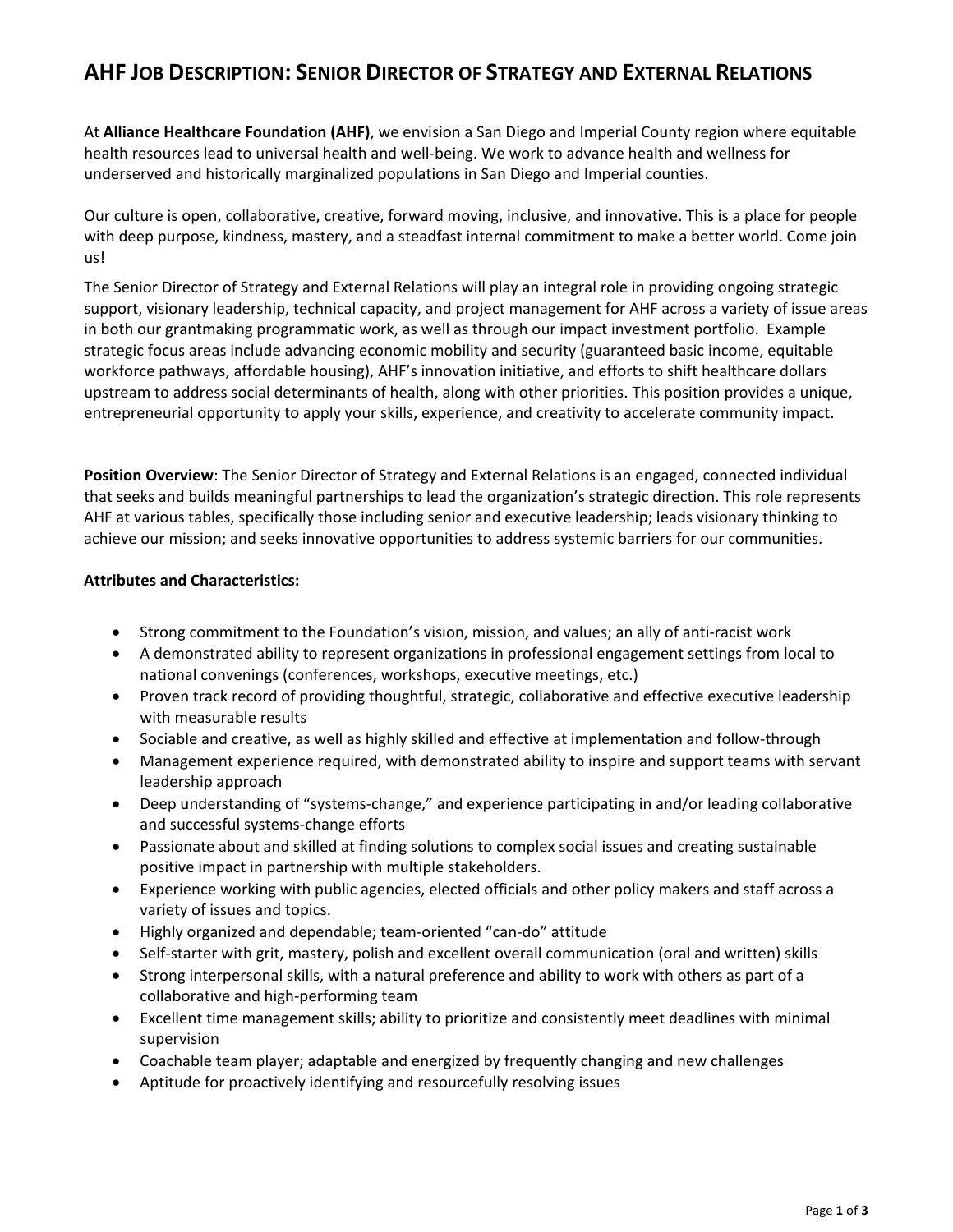# AHF Job Description: Senior Director of Strategy and External Relations

At **Alliance Healthcare Foundation (AHF)**, we envision a San Diego and Imperial County region where equitable health resources lead to universal health and well-being. We work to advance health and wellness for underserved and historically marginalized populations in San Diego and Imperial counties.

Our culture is open, collaborative, creative, forward moving, inclusive, and innovative. This is a place for people with deep purpose, kindness, mastery, and a steadfast internal commitment to make a better world. Come join us!

The Senior Director of Strategy and External Relations will play an integral role in providing ongoing strategic support, visionary leadership, technical capacity, and project management for AHF across a variety of issue areas in both our grantmaking programmatic work, as well as through our impact investment portfolio. Example strategic focus areas include advancing economic mobility and security (guaranteed basic income, equitable workforce pathways, affordable housing), AHF's innovation initiative, and efforts to shift healthcare dollars upstream to address social determinants of health, along with other priorities. This position provides a unique, entrepreneurial opportunity to apply your skills, experience, and creativity to accelerate community impact.

**Position Overview**: The Senior Director of Strategy and External Relations is an engaged, connected individual that seeks and builds meaningful partnerships to lead the organization's strategic direction. This role represents AHF at various tables, specifically those including senior and executive leadership; leads visionary thinking to achieve our mission; and seeks innovative opportunities to address systemic barriers for our communities.

**Attributes and Characteristics:**

- Strong commitment to the Foundation's vision, mission, and values; an ally of anti-racist work
- A demonstrated ability to represent organizations in professional engagement settings from local to national convenings (conferences, workshops, executive meetings, etc.)
- Proven track record of providing thoughtful, strategic, collaborative and effective executive leadership with measurable results
- Sociable and creative, as well as highly skilled and effective at implementation and follow-through
- Management experience required, with demonstrated ability to inspire and support teams with servant leadership approach
- Deep understanding of "systems-change," and experience participating in and/or leading collaborative and successful systems-change efforts
- Passionate about and skilled at finding solutions to complex social issues and creating sustainable positive impact in partnership with multiple stakeholders.
- Experience working with public agencies, elected officials and other policy makers and staff across a variety of issues and topics.
- Highly organized and dependable; team-oriented "can-do" attitude
- Self-starter with grit, mastery, polish and excellent overall communication (oral and written) skills
- Strong interpersonal skills, with a natural preference and ability to work with others as part of a collaborative and high-performing team
- Excellent time management skills; ability to prioritize and consistently meet deadlines with minimal supervision
- Coachable team player; adaptable and energized by frequently changing and new challenges
- Aptitude for proactively identifying and resourcefully resolving issues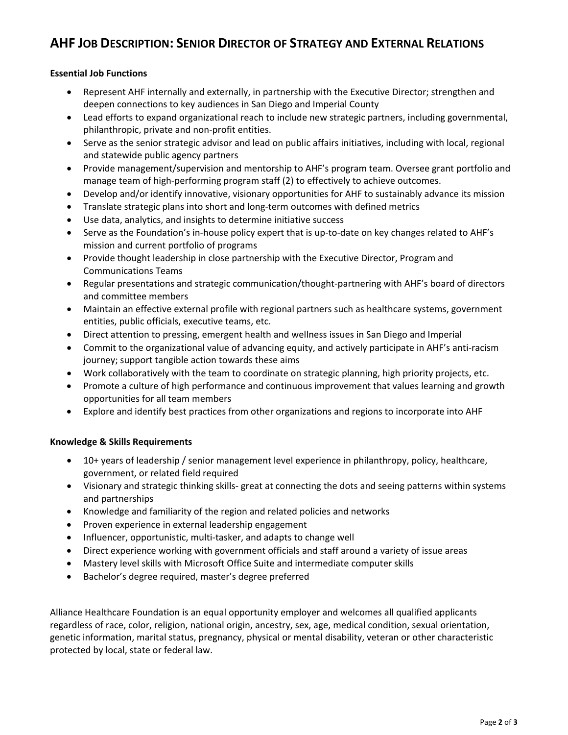# AHF Job Description: Senior Director of Strategy and External Relations

**Essential Job Functions**

- Represent AHF internally and externally, in partnership with the Executive Director; strengthen and deepen connections to key audiences in San Diego and Imperial County
- Lead efforts to expand organizational reach to include new strategic partners, including governmental, philanthropic, private and non-profit entities.
- Serve as the senior strategic advisor and lead on public affairs initiatives, including with local, regional and statewide public agency partners
- Provide management/supervision and mentorship to AHF's program team. Oversee grant portfolio and manage team of high-performing program staff (2) to effectively to achieve outcomes.
- Develop and/or identify innovative, visionary opportunities for AHF to sustainably advance its mission
- Translate strategic plans into short and long-term outcomes with defined metrics
- Use data, analytics, and insights to determine initiative success
- Serve as the Foundation's in-house policy expert that is up-to-date on key changes related to AHF's mission and current portfolio of programs
- Provide thought leadership in close partnership with the Executive Director, Program and Communications Teams
- Regular presentations and strategic communication/thought-partnering with AHF's board of directors and committee members
- Maintain an effective external profile with regional partners such as healthcare systems, government entities, public officials, executive teams, etc.
- Direct attention to pressing, emergent health and wellness issues in San Diego and Imperial
- Commit to the organizational value of advancing equity, and actively participate in AHF's anti-racism journey; support tangible action towards these aims
- Work collaboratively with the team to coordinate on strategic planning, high priority projects, etc.
- Promote a culture of high performance and continuous improvement that values learning and growth opportunities for all team members
- Explore and identify best practices from other organizations and regions to incorporate into AHF

**Knowledge & Skills Requirements**

- 10+ years of leadership / senior management level experience in philanthropy, policy, healthcare, government, or related field required
- Visionary and strategic thinking skills- great at connecting the dots and seeing patterns within systems and partnerships
- Knowledge and familiarity of the region and related policies and networks
- Proven experience in external leadership engagement
- Influencer, opportunistic, multi-tasker, and adapts to change well
- Direct experience working with government officials and staff around a variety of issue areas
- Mastery level skills with Microsoft Office Suite and intermediate computer skills
- Bachelor's degree required, master's degree preferred

Alliance Healthcare Foundation is an equal opportunity employer and welcomes all qualified applicants regardless of race, color, religion, national origin, ancestry, sex, age, medical condition, sexual orientation, genetic information, marital status, pregnancy, physical or mental disability, veteran or other characteristic protected by local, state or federal law.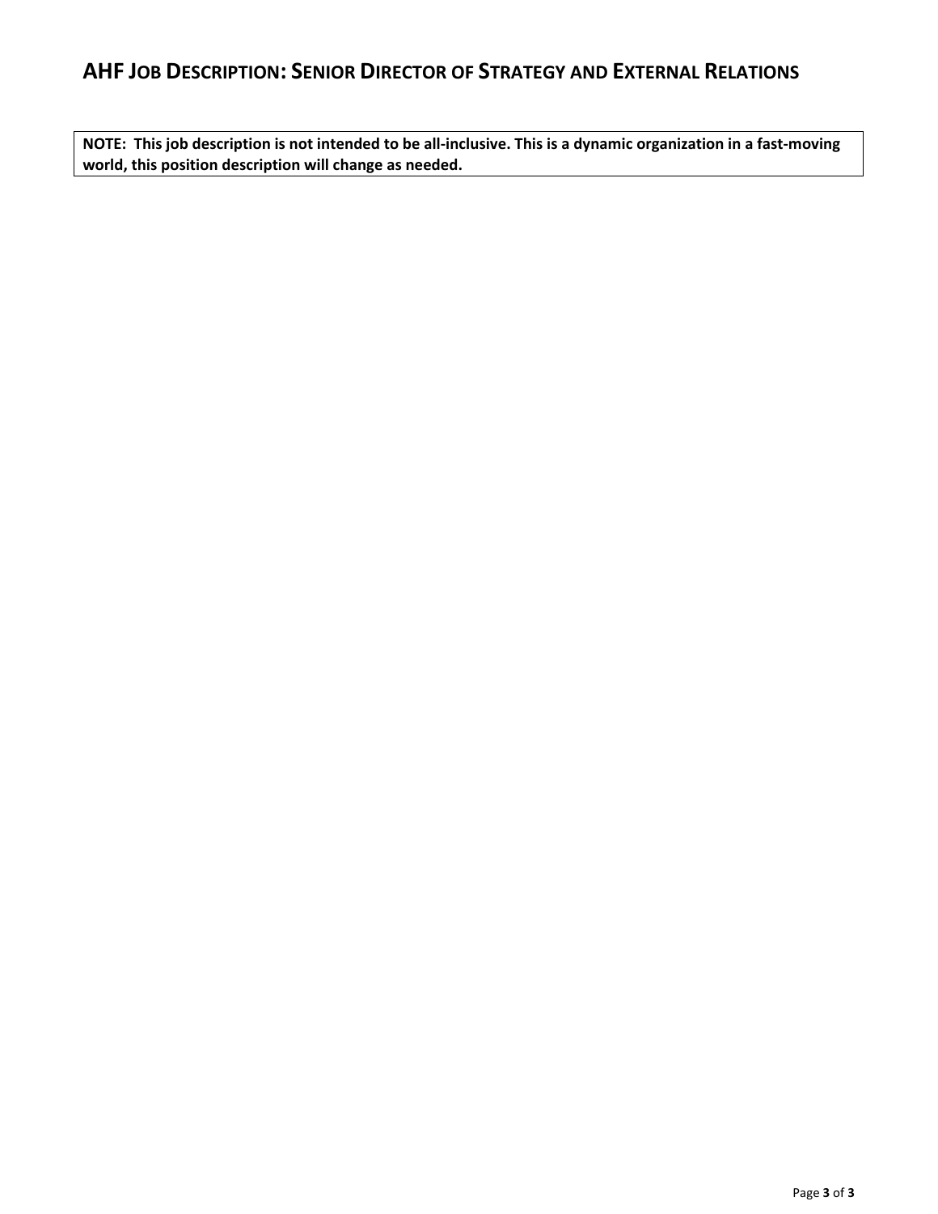# AHF Job Description: Senior Director of Strategy and External Relations

**NOTE: This job description is not intended to be all-inclusive. This is a dynamic organization in a fast-moving world, this position description will change as needed.**